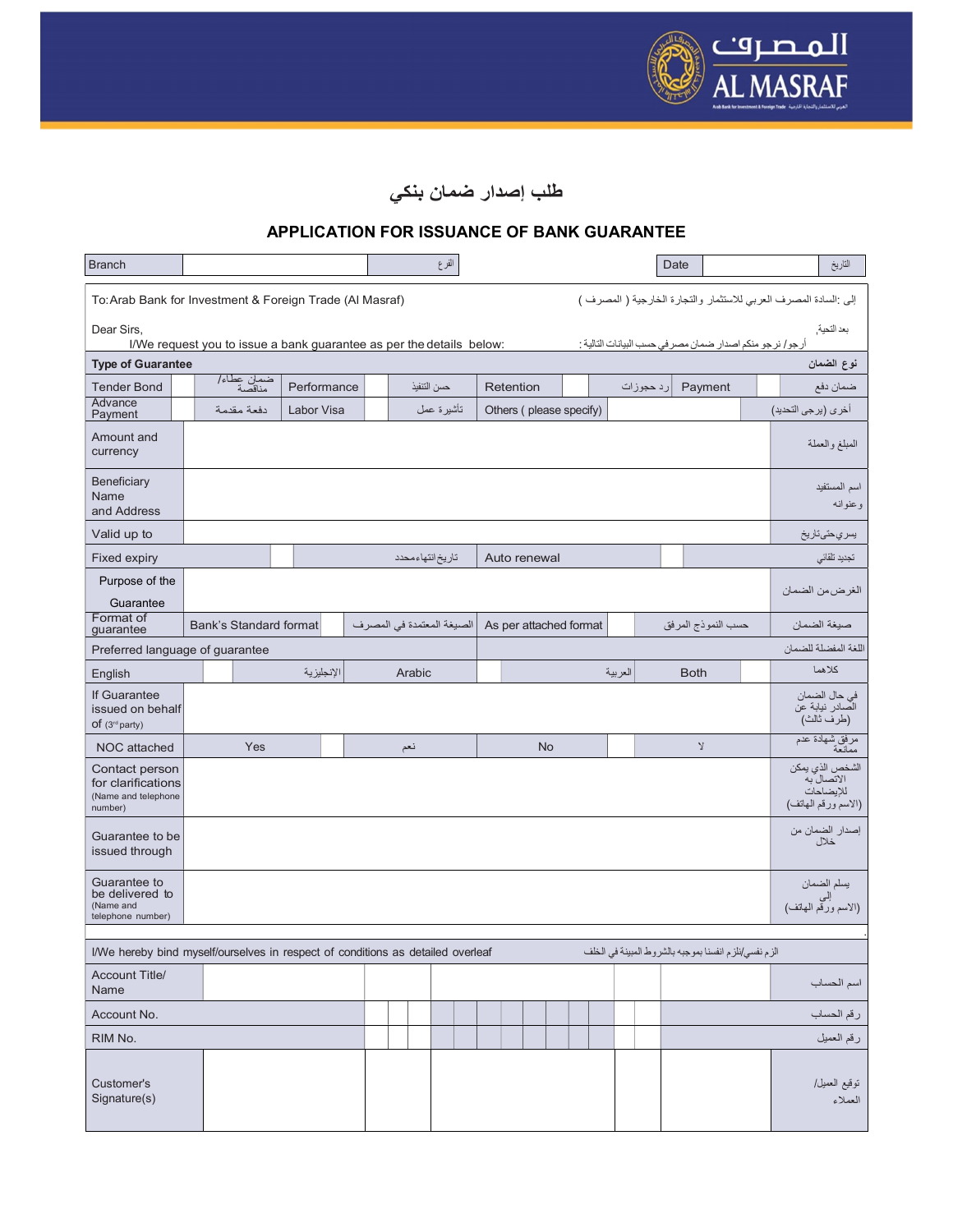المصرف
AL MASRAF

# طلب إصدار ضمان بنكي

# APPLICATION FOR ISSUANCE OF BANK GUARANTEE

| Branch | | الفرع | Date | | التاريخ |
|---|---|---|---|---|---|

To: Arab Bank for Investment & Foreign Trade (Al Masraf) — إلى :السادة المصرف العربي للاستثمار والتجارة الخارجية ( المصرف )

Dear Sirs, — بعد التحية,

I/We request you to issue a bank guarantee as per the details below: — أرجو / نرجو منكم اصدار ضمان مصرفي حسب البيانات التالية :

**Type of Guarantee — نوع الضمان**

| Tender Bond | | ضمان عطاء/ مناقصة | Performance | | حسن التنفيذ | Retention | | رد حجوزات | Payment | | ضمان دفع |
|---|---|---|---|---|---|---|---|---|---|---|---|
| Advance Payment | | دفعة مقدمة | Labor Visa | | تأشيرة عمل | Others ( please specify) | | | | | أخرى (يرجى التحديد) |

| | | |
|---|---|---|
| Amount and currency | | المبلغ والعملة |
| Beneficiary Name and Address | | اسم المستفيد وعنوانه |
| Valid up to | | يسري حتى تاريخ |

| Fixed expiry | | تاريخ انتهاء محدد | Auto renewal | | تجديد تلقائي |
|---|---|---|---|---|---|

| | | |
|---|---|---|
| Purpose of the Guarantee | | الغرض من الضمان |

| Format of guarantee | Bank's Standard format | | الصيغة المعتمدة في المصرف | As per attached format | | حسب النموذج المرفق | صيغة الضمان |
|---|---|---|---|---|---|---|---|

Preferred language of guarantee — اللغة المفضلة للضمان

| English | | الإنجليزية | Arabic | | العربية | Both | | كلاهما |
|---|---|---|---|---|---|---|---|---|

| | | |
|---|---|---|
| If Guarantee issued on behalf of (3rd party) | | في حال الضمان الصادر نيابة عن (طرف ثالث) |

| NOC attached | Yes | | نعم | No | | لا | مرفق شهادة عدم ممانعة |
|---|---|---|---|---|---|---|---|

| | | |
|---|---|---|
| Contact person for clarifications (Name and telephone number) | | الشخص الذي يمكن الاتصال به للإيضاحات (الاسم ورقم الهاتف) |
| Guarantee to be issued through | | إصدار الضمان من خلال |
| Guarantee to be delivered to (Name and telephone number) | | يسلم الضمان إلى (الاسم ورقم الهاتف) |

I/We hereby bind myself/ourselves in respect of conditions as detailed overleaf — الزم نفسي/نلزم انفسنا بموجبه بالشروط المبينة في الخلف

| | | |
|---|---|---|
| Account Title/ Name | | اسم الحساب |
| Account No. | | رقم الحساب |
| RIM No. | | رقم العميل |
| Customer's Signature(s) | | توقيع العميل/ العملاء |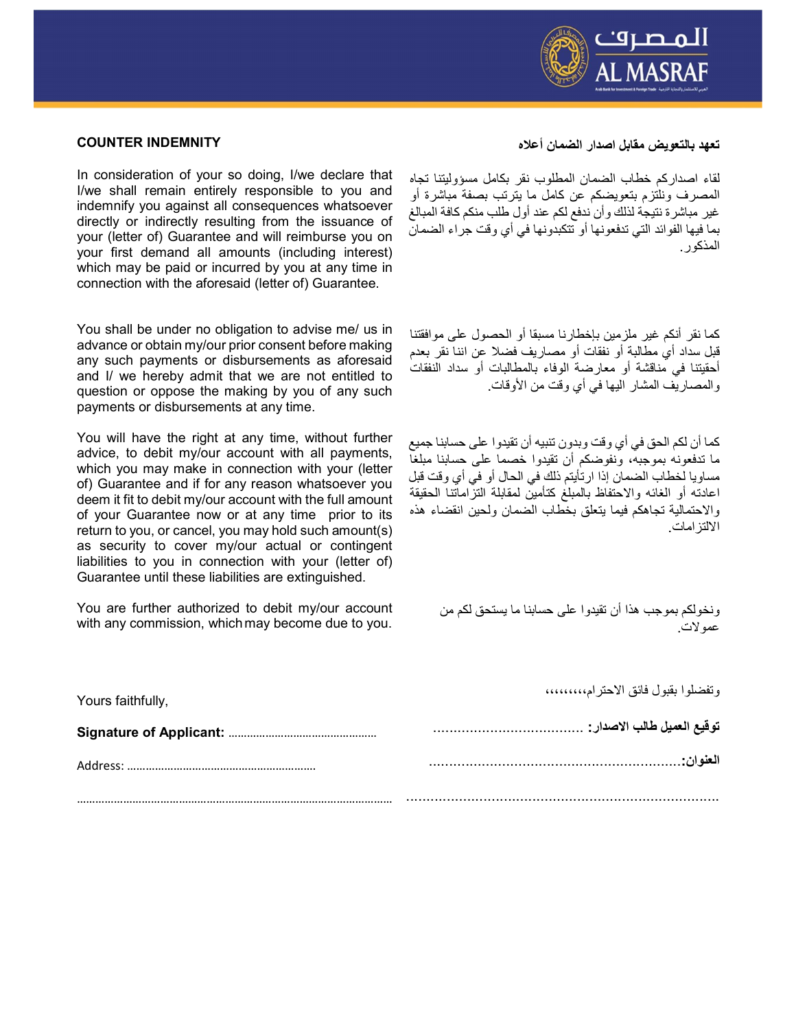## COUNTER INDEMNITY

In consideration of your so doing, I/we declare that I/we shall remain entirely responsible to you and indemnify you against all consequences whatsoever directly or indirectly resulting from the issuance of your (letter of) Guarantee and will reimburse you on your first demand all amounts (including interest) which may be paid or incurred by you at any time in connection with the aforesaid (letter of) Guarantee.

You shall be under no obligation to advise me/ us in advance or obtain my/our prior consent before making any such payments or disbursements as aforesaid and I/ we hereby admit that we are not entitled to question or oppose the making by you of any such payments or disbursements at any time.

You will have the right at any time, without further advice, to debit my/our account with all payments, which you may make in connection with your (letter of) Guarantee and if for any reason whatsoever you deem it fit to debit my/our account with the full amount of your Guarantee now or at any time prior to its return to you, or cancel, you may hold such amount(s) as security to cover my/our actual or contingent liabilities to you in connection with your (letter of) Guarantee until these liabilities are extinguished.

You are further authorized to debit my/our account with any commission, which may become due to you.

Yours faithfully,

**Signature of Applicant:** ……………………………………………

Address: ……………………………………………………

……………………………………………………………………………………………

## تعهد بالتعويض مقابل اصدار الضمان أعلاه

لقاء اصداركم خطاب الضمان المطلوب نقر بكامل مسؤوليتنا تجاه المصرف ونلتزم بتعويضكم عن كامل ما يترتب بصفة مباشرة أو غير مباشرة نتيجة لذلك وأن ندفع لكم عند أول طلب منكم كافة المبالغ بما فيها الفوائد التي تدفعونها أو تتكبدونها في أي وقت جراء الضمان المذكور.

كما نقر أنكم غير ملزمين بإخطارنا مسبقا أو الحصول على موافقتنا قبل سداد أي مطالبة أو نفقات أو مصاريف فضلا عن اننا نقر بعدم أحقيتنا في مناقشة أو معارضة الوفاء بالمطالبات أو سداد النفقات والمصاريف المشار اليها في أي وقت من الأوقات.

كما أن لكم الحق في أي وقت وبدون تنبيه أن تقيدوا على حسابنا جميع ما تدفعونه بموجبه، ونفوضكم أن تقيدوا خصما على حسابنا مبلغا مساويا لخطاب الضمان إذا ارتأيتم ذلك في الحال أو في أي وقت قبل اعادته أو الغائه والاحتفاظ بالمبلغ كتأمين لمقابلة التزاماتنا الحقيقة والاحتمالية تجاهكم فيما يتعلق بخطاب الضمان ولحين انقضاء هذه الالتزامات.

ونخولكم بموجب هذا أن تقيدوا على حسابنا ما يستحق لكم من عمولات.

وتفضلوا بقبول فائق الاحترام،،،،،،،،،

**توقيع العميل طالب الاصدار:** ………………………………

**العنوان:** ……………………………………………………………

…………………………………………………………………………